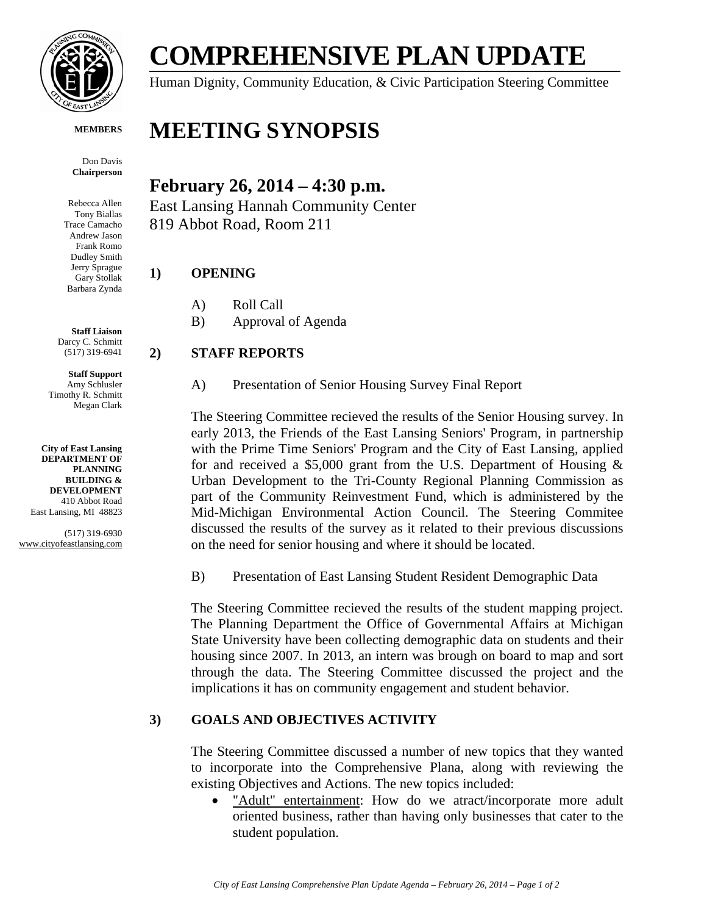# COMPREHENSIVE PLAN UPDATE

Human Dignity, Community Education, & Civic Participation Steering Committee

**MEMBERS**

Don Davis
**Chairperson**

Rebecca Allen
Tony Biallas
Trace Camacho
Andrew Jason
Frank Romo
Dudley Smith
Jerry Sprague
Gary Stollak
Barbara Zynda

**Staff Liaison**
Darcy C. Schmitt
(517) 319-6941

**Staff Support**
Amy Schlusler
Timothy R. Schmitt
Megan Clark

**City of East Lansing**
**DEPARTMENT OF PLANNING BUILDING & DEVELOPMENT**
410 Abbot Road
East Lansing, MI 48823

(517) 319-6930
www.cityofeastlansing.com

# MEETING SYNOPSIS

## February 26, 2014 – 4:30 p.m.

East Lansing Hannah Community Center
819 Abbot Road, Room 211

### 1) OPENING

A) Roll Call

B) Approval of Agenda

### 2) STAFF REPORTS

A) Presentation of Senior Housing Survey Final Report

The Steering Committee recieved the results of the Senior Housing survey. In early 2013, the Friends of the East Lansing Seniors' Program, in partnership with the Prime Time Seniors' Program and the City of East Lansing, applied for and received a $5,000 grant from the U.S. Department of Housing & Urban Development to the Tri-County Regional Planning Commission as part of the Community Reinvestment Fund, which is administered by the Mid-Michigan Environmental Action Council. The Steering Commitee discussed the results of the survey as it related to their previous discussions on the need for senior housing and where it should be located.

B) Presentation of East Lansing Student Resident Demographic Data

The Steering Committee recieved the results of the student mapping project. The Planning Department the Office of Governmental Affairs at Michigan State University have been collecting demographic data on students and their housing since 2007. In 2013, an intern was brough on board to map and sort through the data. The Steering Committee discussed the project and the implications it has on community engagement and student behavior.

### 3) GOALS AND OBJECTIVES ACTIVITY

The Steering Committee discussed a number of new topics that they wanted to incorporate into the Comprehensive Plana, along with reviewing the existing Objectives and Actions. The new topics included:

- "Adult" entertainment: How do we atract/incorporate more adult oriented business, rather than having only businesses that cater to the student population.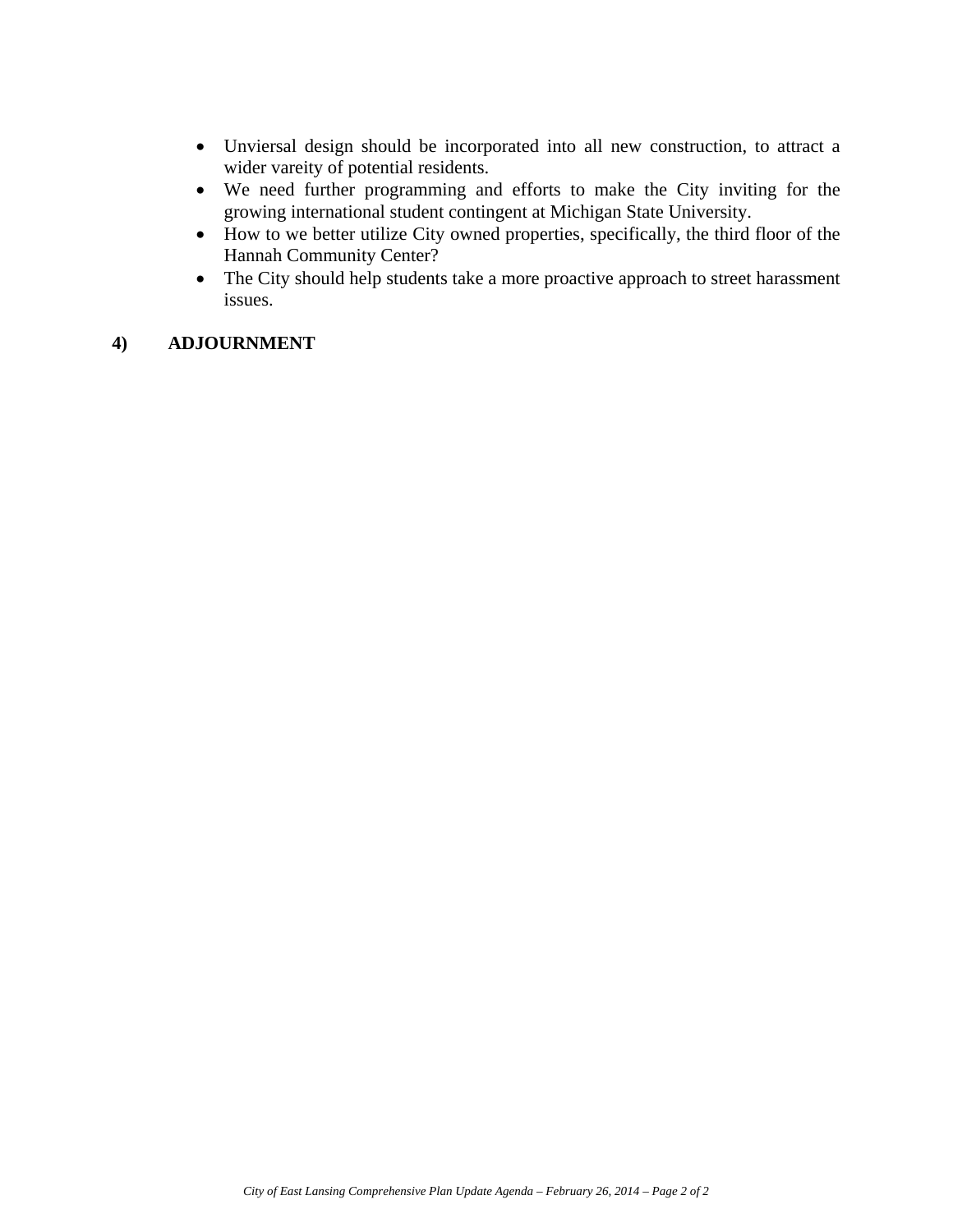- Unviersal design should be incorporated into all new construction, to attract a wider vareity of potential residents.
- We need further programming and efforts to make the City inviting for the growing international student contingent at Michigan State University.
- How to we better utilize City owned properties, specifically, the third floor of the Hannah Community Center?
- The City should help students take a more proactive approach to street harassment issues.

**4) ADJOURNMENT**